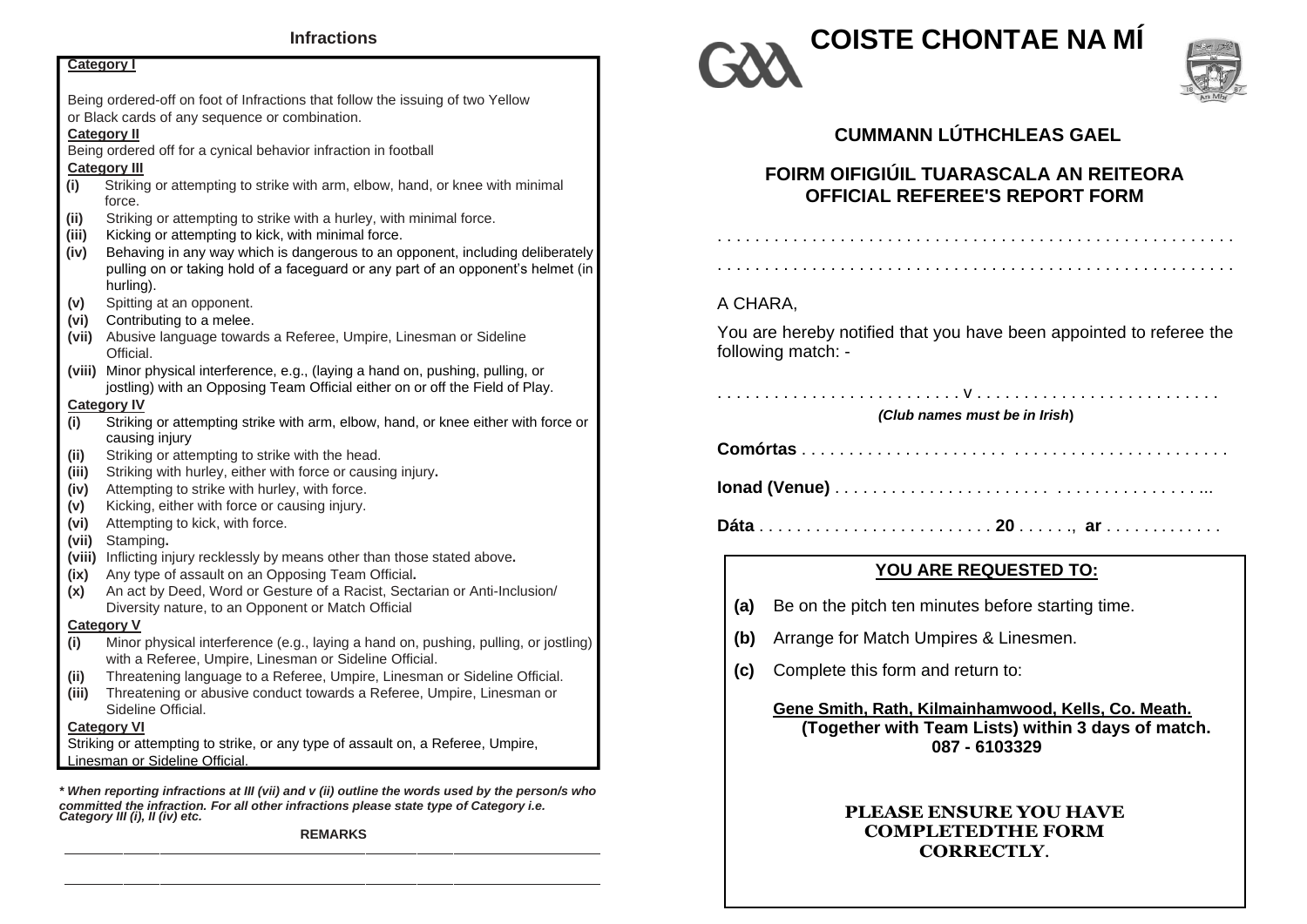## Infractions

**Category I**

Being ordered-off on foot of Infractions that follow the issuing of two Yellow or Black cards of any sequence or combination.

**Category II**

Being ordered off for a cynical behavior infraction in football

**Category III**

- **(i)** Striking or attempting to strike with arm, elbow, hand, or knee with minimal force.
- **(ii)** Striking or attempting to strike with a hurley, with minimal force.
- **(iii)** Kicking or attempting to kick, with minimal force.
- **(iv)** Behaving in any way which is dangerous to an opponent, including deliberately pulling on or taking hold of a faceguard or any part of an opponent's helmet (in hurling).
- **(v)** Spitting at an opponent.
- **(vi)** Contributing to a melee.
- **(vii)** Abusive language towards a Referee, Umpire, Linesman or Sideline Official.
- **(viii)** Minor physical interference, e.g., (laying a hand on, pushing, pulling, or jostling) with an Opposing Team Official either on or off the Field of Play.

**Category IV**

- **(i)** Striking or attempting strike with arm, elbow, hand, or knee either with force or causing injury
- **(ii)** Striking or attempting to strike with the head.
- **(iii)** Striking with hurley, either with force or causing injury.
- **(iv)** Attempting to strike with hurley, with force.
- **(v)** Kicking, either with force or causing injury.
- **(vi)** Attempting to kick, with force.
- **(vii)** Stamping.
- **(viii)** Inflicting injury recklessly by means other than those stated above.
- **(ix)** Any type of assault on an Opposing Team Official.
- **(x)** An act by Deed, Word or Gesture of a Racist, Sectarian or Anti-Inclusion/ Diversity nature, to an Opponent or Match Official

**Category V**

- **(i)** Minor physical interference (e.g., laying a hand on, pushing, pulling, or jostling) with a Referee, Umpire, Linesman or Sideline Official.
- **(ii)** Threatening language to a Referee, Umpire, Linesman or Sideline Official.
- **(iii)** Threatening or abusive conduct towards a Referee, Umpire, Linesman or Sideline Official.

**Category VI**

Striking or attempting to strike, or any type of assault on, a Referee, Umpire, Linesman or Sideline Official.

***\* When reporting infractions at III (vii) and v (ii) outline the words used by the person/s who committed the infraction. For all other infractions please state type of Category i.e. Category III (i), II (iv) etc.***

**REMARKS**

\_\_\_\_\_\_\_\_\_\_\_\_\_\_\_\_\_\_\_\_\_\_\_\_\_\_\_\_\_\_\_\_\_\_\_\_\_\_\_\_\_\_\_\_\_\_\_\_

\_\_\_\_\_\_\_\_\_\_\_\_\_\_\_\_\_\_\_\_\_\_\_\_\_\_\_\_\_\_\_\_\_\_\_\_\_\_\_\_\_\_\_\_\_\_\_\_

# COISTE CHONTAE NA MÍ

## CUMMANN LÚTHCHLEAS GAEL

## FOIRM OIFIGIÚIL TUARASCALA AN REITEORA
## OFFICIAL REFEREE'S REPORT FORM

. . . . . . . . . . . . . . . . . . . . . . . . . . . . . . . . . . . . . . . . . . . . . . . . . . . . .

. . . . . . . . . . . . . . . . . . . . . . . . . . . . . . . . . . . . . . . . . . . . . . . . . . . . .

A CHARA,

You are hereby notified that you have been appointed to referee the following match: -

. . . . . . . . . . . . . . . . . . . . . . . . . v . . . . . . . . . . . . . . . . . . . . . . . .

***(Club names must be in Irish)***

**Comórtas** . . . . . . . . . . . . . . . . . . . . . . . . . . . . . . . . . . . . . . . . . . . . .

**Ionad (Venue)** . . . . . . . . . . . . . . . . . . . . . . . . . . . . . . . . . . . . . . . ...

**Dáta** . . . . . . . . . . . . . . . . . . . . . . . . . **20** . . . . . ., **ar** . . . . . . . . . . . . .

**YOU ARE REQUESTED TO:**

- **(a)** Be on the pitch ten minutes before starting time.
- **(b)** Arrange for Match Umpires & Linesmen.
- **(c)** Complete this form and return to:

**Gene Smith, Rath, Kilmainhamwood, Kells, Co. Meath.**
**(Together with Team Lists) within 3 days of match.**
**087 - 6103329**

**PLEASE ENSURE YOU HAVE COMPLETEDTHE FORM CORRECTLY.**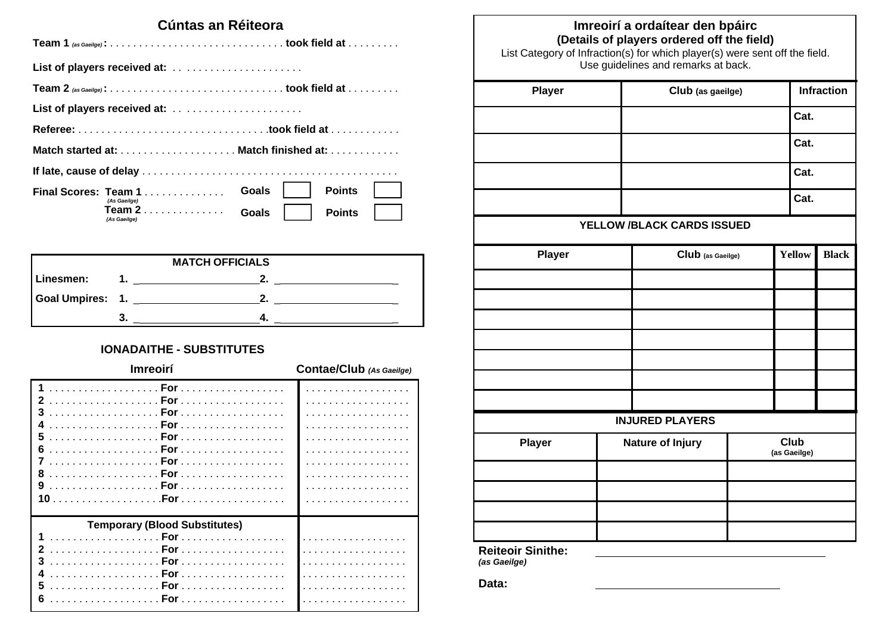## Cúntas an Réiteora

**Team 1** *(as Gaeilge)* **:** . . . . . . . . . . . . . . . . . . . . . . . . . . . . . . **took field at** . . . . . . . . .

**List of players received at:** . . . . . . . . . . . . . . . . . . . . . .

**Team 2** *(as Gaeilge)* **:** . . . . . . . . . . . . . . . . . . . . . . . . . . . . . . **took field at** . . . . . . . . .

**List of players received at:** . . . . . . . . . . . . . . . . . . . . . .

**Referee:** . . . . . . . . . . . . . . . . . . . . . . . . . . . . . . . . .**took field at** . . . . . . . . . . . .

**Match started at:** . . . . . . . . . . . . . . . . . . . . **Match finished at:** . . . . . . . . . . . .

**If late, cause of delay** . . . . . . . . . . . . . . . . . . . . . . . . . . . . . . . . . . . . . . . . . . . .

**Final Scores:** **Team 1** . . . . . . . . . . . . . . *(As Gaeilge)* **Goals** [ ] **Points** [ ]
**Team 2** . . . . . . . . . . . . . . *(As Gaeilge)* **Goals** [ ] **Points** [ ]

| **MATCH OFFICIALS** | | |
|---|---|---|
| **Linesmen:** | 1. ____________________ | 2. ____________________ |
| **Goal Umpires:** | 1. ____________________ | 2. ____________________ |
| | 3. ____________________ | 4. ____________________ |

### IONADAITHE - SUBSTITUTES

| Imreoirí | Contae/Club *(As Gaeilge)* |
|---|---|
| 1 . . . . . . . . . . . . . . . . . . . **For** . . . . . . . . . . . . . . . . . . | . . . . . . . . . . . . . . . . . |
| 2 . . . . . . . . . . . . . . . . . . . **For** . . . . . . . . . . . . . . . . . . | . . . . . . . . . . . . . . . . . |
| 3 . . . . . . . . . . . . . . . . . . . **For** . . . . . . . . . . . . . . . . . . | . . . . . . . . . . . . . . . . . |
| 4 . . . . . . . . . . . . . . . . . . . **For** . . . . . . . . . . . . . . . . . . | . . . . . . . . . . . . . . . . . |
| 5 . . . . . . . . . . . . . . . . . . . **For** . . . . . . . . . . . . . . . . . . | . . . . . . . . . . . . . . . . . |
| 6 . . . . . . . . . . . . . . . . . . . **For** . . . . . . . . . . . . . . . . . . | . . . . . . . . . . . . . . . . . |
| 7 . . . . . . . . . . . . . . . . . . . **For** . . . . . . . . . . . . . . . . . . | . . . . . . . . . . . . . . . . . |
| 8 . . . . . . . . . . . . . . . . . . . **For** . . . . . . . . . . . . . . . . . . | . . . . . . . . . . . . . . . . . |
| 9 . . . . . . . . . . . . . . . . . . . **For** . . . . . . . . . . . . . . . . . . | . . . . . . . . . . . . . . . . . |
| 10 . . . . . . . . . . . . . . . . . . .**For** . . . . . . . . . . . . . . . . . . | . . . . . . . . . . . . . . . . . |
| **Temporary (Blood Substitutes)** | |
| 1 . . . . . . . . . . . . . . . . . . . **For** . . . . . . . . . . . . . . . . . . | . . . . . . . . . . . . . . . . . |
| 2 . . . . . . . . . . . . . . . . . . . **For** . . . . . . . . . . . . . . . . . . | . . . . . . . . . . . . . . . . . |
| 3 . . . . . . . . . . . . . . . . . . . **For** . . . . . . . . . . . . . . . . . . | . . . . . . . . . . . . . . . . . |
| 4 . . . . . . . . . . . . . . . . . . . **For** . . . . . . . . . . . . . . . . . . | . . . . . . . . . . . . . . . . . |
| 5 . . . . . . . . . . . . . . . . . . . **For** . . . . . . . . . . . . . . . . . . | . . . . . . . . . . . . . . . . . |
| 6 . . . . . . . . . . . . . . . . . . . **For** . . . . . . . . . . . . . . . . . . | . . . . . . . . . . . . . . . . . |

## Imreoirí a ordaítear den bpáirc
### (Details of players ordered off the field)

List Category of Infraction(s) for which player(s) were sent off the field.
Use guidelines and remarks at back.

| Player | Club (as gaeilge) | Infraction |
|---|---|---|
| | | Cat. |
| | | Cat. |
| | | Cat. |
| | | Cat. |

### YELLOW /BLACK CARDS ISSUED

| Player | Club (as Gaeilge) | Yellow | Black |
|---|---|---|---|
| | | | |
| | | | |
| | | | |
| | | | |
| | | | |
| | | | |
| | | | |

### INJURED PLAYERS

| Player | Nature of Injury | Club (as Gaeilge) |
|---|---|---|
| | | |
| | | |
| | | |
| | | |

**Reiteoir Sinithe:** *(as Gaeilge)* ____________________________________

**Data:** ______________________________